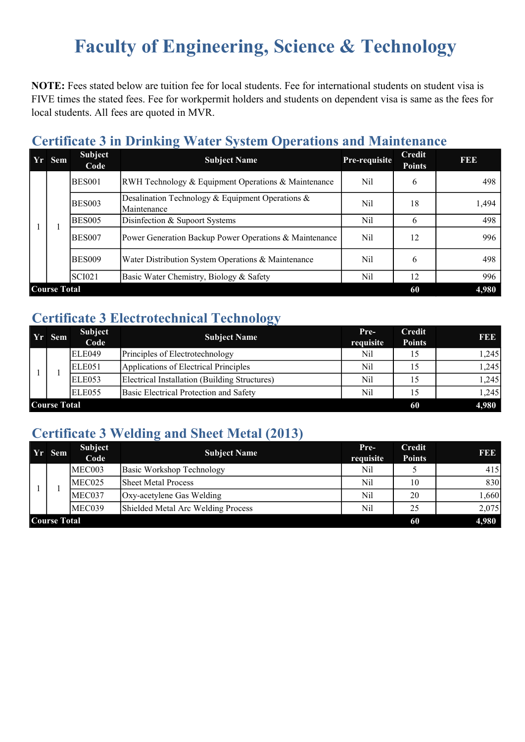# Faculty of Engineering, Science & Technology

**NOTE:** Fees stated below are tuition fee for local students. Fee for international students on student visa is FIVE times the stated fees. Fee for workpermit holders and students on dependent visa is same as the fees for local students. All fees are quoted in MVR.

## Certificate 3 in Drinking Water System Operations and Maintenance

| Yr | Sem | Subject Code | Subject Name | Pre-requisite | Credit Points | FEE |
|---|---|---|---|---|---|---|
| 1 | 1 | BES001 | RWH Technology & Equipment Operations & Maintenance | Nil | 6 | 498 |
| | | BES003 | Desalination Technology & Equipment Operations & Maintenance | Nil | 18 | 1,494 |
| | | BES005 | Disinfection & Supoort Systems | Nil | 6 | 498 |
| | | BES007 | Power Generation Backup Power Operations & Maintenance | Nil | 12 | 996 |
| | | BES009 | Water Distribution System Operations & Maintenance | Nil | 6 | 498 |
| | | SCI021 | Basic Water Chemistry, Biology & Safety | Nil | 12 | 996 |
| **Course Total** | | | | | **60** | **4,980** |

## Certificate 3 Electrotechnical Technology

| Yr | Sem | Subject Code | Subject Name | Pre-requisite | Credit Points | FEE |
|---|---|---|---|---|---|---|
| 1 | 1 | ELE049 | Principles of Electrotechnology | Nil | 15 | 1,245 |
| | | ELE051 | Applications of Electrical Principles | Nil | 15 | 1,245 |
| | | ELE053 | Electrical Installation (Building Structures) | Nil | 15 | 1,245 |
| | | ELE055 | Basic Electrical Protection and Safety | Nil | 15 | 1,245 |
| **Course Total** | | | | | **60** | **4,980** |

## Certificate 3 Welding and Sheet Metal (2013)

| Yr | Sem | Subject Code | Subject Name | Pre-requisite | Credit Points | FEE |
|---|---|---|---|---|---|---|
| 1 | 1 | MEC003 | Basic Workshop Technology | Nil | 5 | 415 |
| | | MEC025 | Sheet Metal Process | Nil | 10 | 830 |
| | | MEC037 | Oxy-acetylene Gas Welding | Nil | 20 | 1,660 |
| | | MEC039 | Shielded Metal Arc Welding Process | Nil | 25 | 2,075 |
| **Course Total** | | | | | **60** | **4,980** |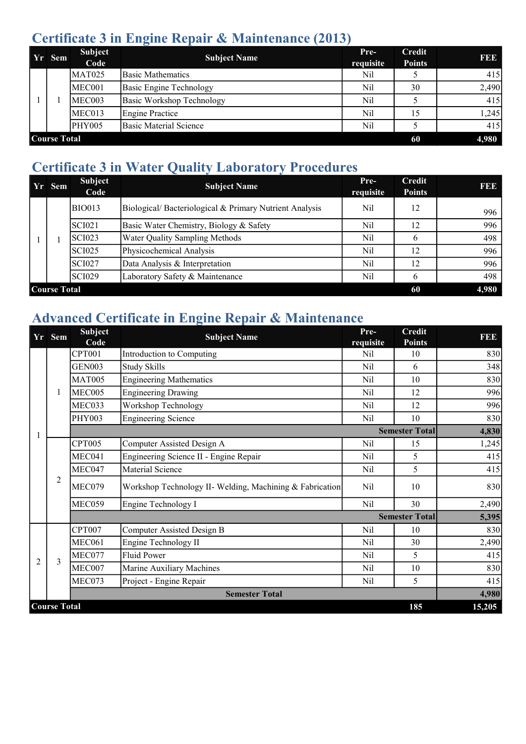## Certificate 3 in Engine Repair & Maintenance (2013)

| Yr | Sem | Subject Code | Subject Name | Pre-requisite | Credit Points | FEE |
|---|---|---|---|---|---|---|
| 1 | 1 | MAT025 | Basic Mathematics | Nil | 5 | 415 |
| | | MEC001 | Basic Engine Technology | Nil | 30 | 2,490 |
| | | MEC003 | Basic Workshop Technology | Nil | 5 | 415 |
| | | MEC013 | Engine Practice | Nil | 15 | 1,245 |
| | | PHY005 | Basic Material Science | Nil | 5 | 415 |
| **Course Total** | | | | | **60** | **4,980** |

## Certificate 3 in Water Quality Laboratory Procedures

| Yr | Sem | Subject Code | Subject Name | Pre-requisite | Credit Points | FEE |
|---|---|---|---|---|---|---|
| 1 | 1 | BIO013 | Biological/ Bacteriological & Primary Nutrient Analysis | Nil | 12 | 996 |
| | | SCI021 | Basic Water Chemistry, Biology & Safety | Nil | 12 | 996 |
| | | SCI023 | Water Quality Sampling Methods | Nil | 6 | 498 |
| | | SCI025 | Physicochemical Analysis | Nil | 12 | 996 |
| | | SCI027 | Data Analysis & Interpretation | Nil | 12 | 996 |
| | | SCI029 | Laboratory Safety & Maintenance | Nil | 6 | 498 |
| **Course Total** | | | | | **60** | **4,980** |

## Advanced Certificate in Engine Repair & Maintenance

| Yr | Sem | Subject Code | Subject Name | Pre-requisite | Credit Points | FEE |
|---|---|---|---|---|---|---|
| 1 | 1 | CPT001 | Introduction to Computing | Nil | 10 | 830 |
| | | GEN003 | Study Skills | Nil | 6 | 348 |
| | | MAT005 | Engineering Mathematics | Nil | 10 | 830 |
| | | MEC005 | Engineering Drawing | Nil | 12 | 996 |
| | | MEC033 | Workshop Technology | Nil | 12 | 996 |
| | | PHY003 | Engineering Science | Nil | 10 | 830 |
| | | | | | **Semester Total** | **4,830** |
| | 2 | CPT005 | Computer Assisted Design A | Nil | 15 | 1,245 |
| | | MEC041 | Engineering Science II - Engine Repair | Nil | 5 | 415 |
| | | MEC047 | Material Science | Nil | 5 | 415 |
| | | MEC079 | Workshop Technology II- Welding, Machining & Fabrication | Nil | 10 | 830 |
| | | MEC059 | Engine Technology I | Nil | 30 | 2,490 |
| | | | | | **Semester Total** | **5,395** |
| 2 | 3 | CPT007 | Computer Assisted Design B | Nil | 10 | 830 |
| | | MEC061 | Engine Technology II | Nil | 30 | 2,490 |
| | | MEC077 | Fluid Power | Nil | 5 | 415 |
| | | MEC007 | Marine Auxiliary Machines | Nil | 10 | 830 |
| | | MEC073 | Project - Engine Repair | Nil | 5 | 415 |
| | | | **Semester Total** | | | **4,980** |
| **Course Total** | | | | | **185** | **15,205** |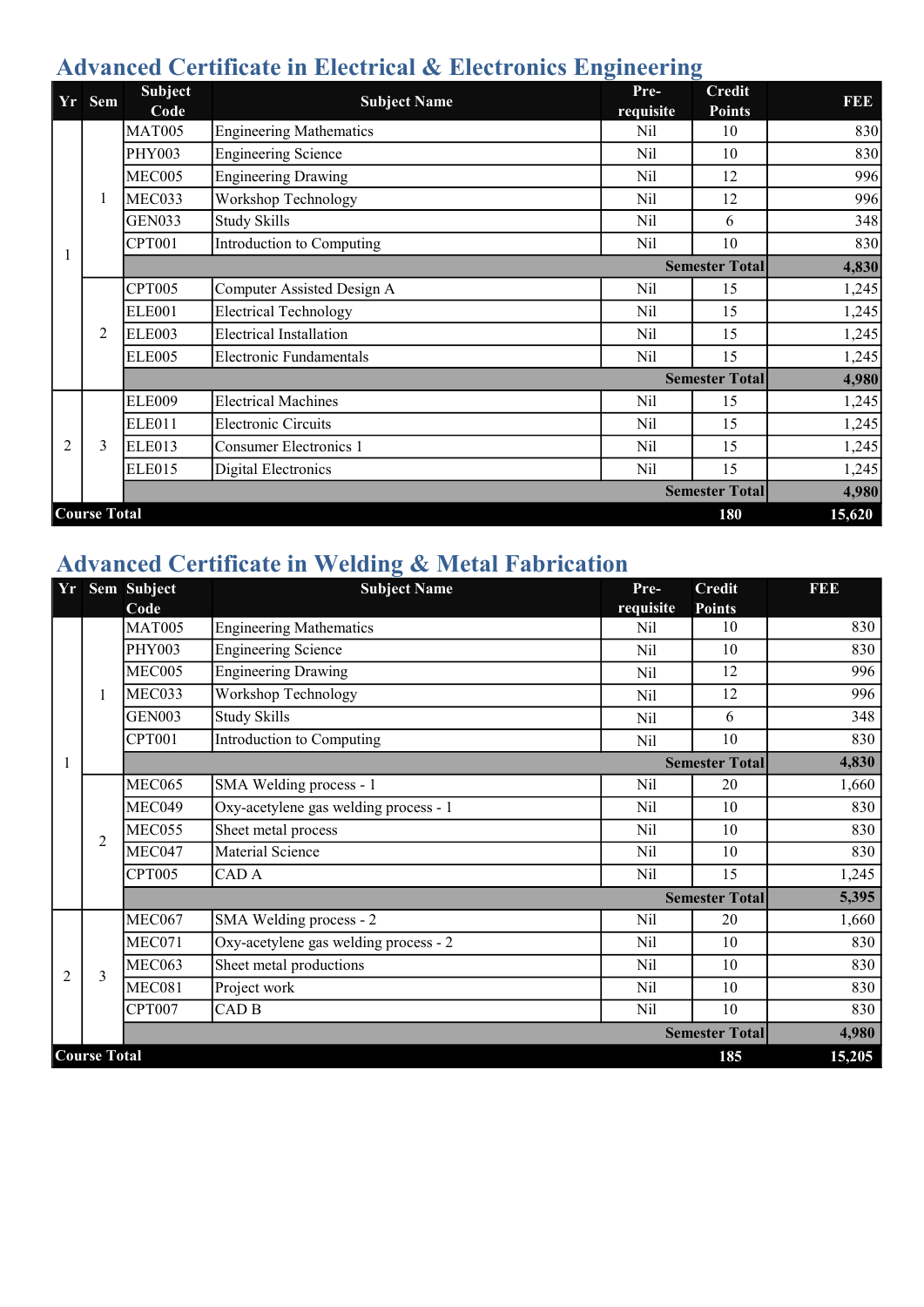## Advanced Certificate in Electrical & Electronics Engineering

| Yr | Sem | Subject Code | Subject Name | Pre-requisite | Credit Points | FEE |
|---|---|---|---|---|---|---|
| 1 | 1 | MAT005 | Engineering Mathematics | Nil | 10 | 830 |
| | | PHY003 | Engineering Science | Nil | 10 | 830 |
| | | MEC005 | Engineering Drawing | Nil | 12 | 996 |
| | | MEC033 | Workshop Technology | Nil | 12 | 996 |
| | | GEN033 | Study Skills | Nil | 6 | 348 |
| | | CPT001 | Introduction to Computing | Nil | 10 | 830 |
| | | | | | **Semester Total** | **4,830** |
| | 2 | CPT005 | Computer Assisted Design A | Nil | 15 | 1,245 |
| | | ELE001 | Electrical Technology | Nil | 15 | 1,245 |
| | | ELE003 | Electrical Installation | Nil | 15 | 1,245 |
| | | ELE005 | Electronic Fundamentals | Nil | 15 | 1,245 |
| | | | | | **Semester Total** | **4,980** |
| 2 | 3 | ELE009 | Electrical Machines | Nil | 15 | 1,245 |
| | | ELE011 | Electronic Circuits | Nil | 15 | 1,245 |
| | | ELE013 | Consumer Electronics 1 | Nil | 15 | 1,245 |
| | | ELE015 | Digital Electronics | Nil | 15 | 1,245 |
| | | | | | **Semester Total** | **4,980** |
| **Course Total** | | | | | **180** | **15,620** |

## Advanced Certificate in Welding & Metal Fabrication

| Yr | Sem | Subject Code | Subject Name | Pre-requisite | Credit Points | FEE |
|---|---|---|---|---|---|---|
| 1 | 1 | MAT005 | Engineering Mathematics | Nil | 10 | 830 |
| | | PHY003 | Engineering Science | Nil | 10 | 830 |
| | | MEC005 | Engineering Drawing | Nil | 12 | 996 |
| | | MEC033 | Workshop Technology | Nil | 12 | 996 |
| | | GEN003 | Study Skills | Nil | 6 | 348 |
| | | CPT001 | Introduction to Computing | Nil | 10 | 830 |
| | | | | | **Semester Total** | **4,830** |
| | 2 | MEC065 | SMA Welding process - 1 | Nil | 20 | 1,660 |
| | | MEC049 | Oxy-acetylene gas welding process - 1 | Nil | 10 | 830 |
| | | MEC055 | Sheet metal process | Nil | 10 | 830 |
| | | MEC047 | Material Science | Nil | 10 | 830 |
| | | CPT005 | CAD A | Nil | 15 | 1,245 |
| | | | | | **Semester Total** | **5,395** |
| 2 | 3 | MEC067 | SMA Welding process - 2 | Nil | 20 | 1,660 |
| | | MEC071 | Oxy-acetylene gas welding process - 2 | Nil | 10 | 830 |
| | | MEC063 | Sheet metal productions | Nil | 10 | 830 |
| | | MEC081 | Project work | Nil | 10 | 830 |
| | | CPT007 | CAD B | Nil | 10 | 830 |
| | | | | | **Semester Total** | **4,980** |
| **Course Total** | | | | | **185** | **15,205** |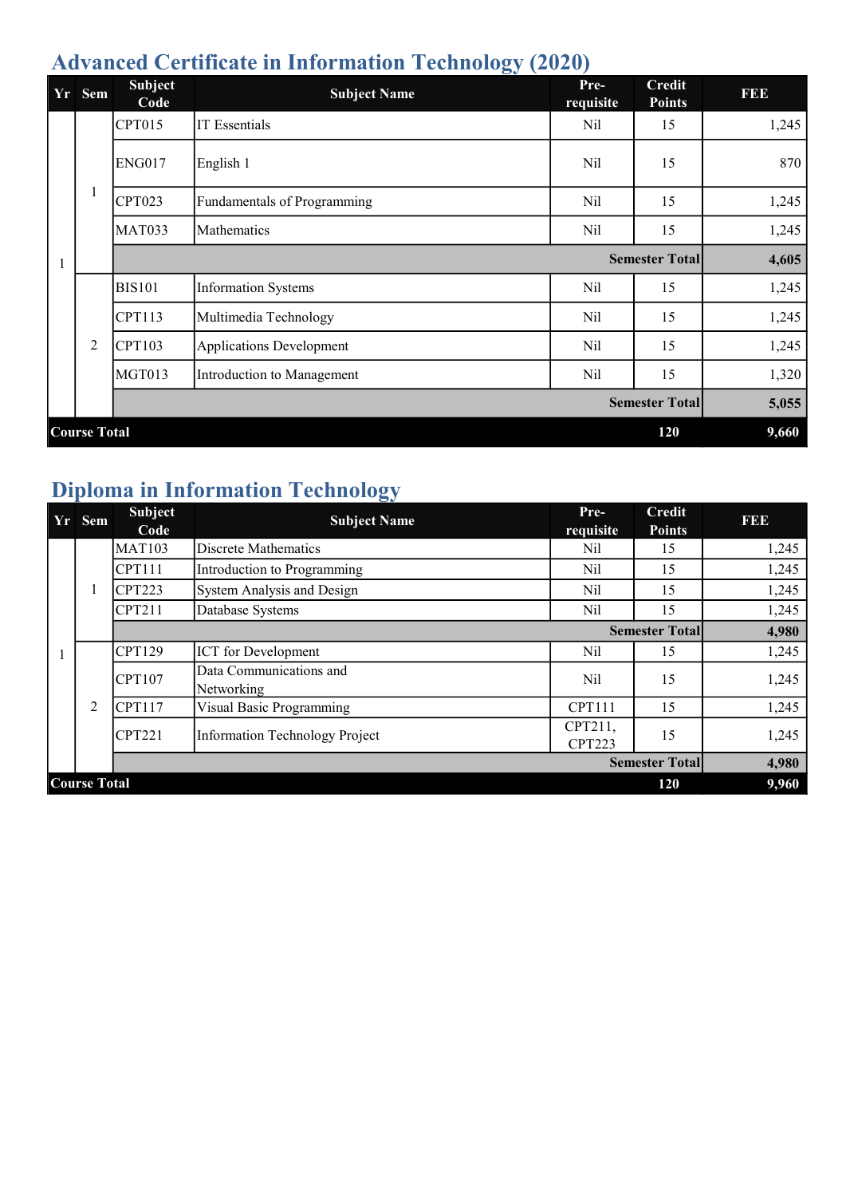## Advanced Certificate in Information Technology (2020)

| Yr | Sem | Subject Code | Subject Name | Pre-requisite | Credit Points | FEE |
|---|---|---|---|---|---|---|
| 1 | 1 | CPT015 | IT Essentials | Nil | 15 | 1,245 |
| | | ENG017 | English 1 | Nil | 15 | 870 |
| | | CPT023 | Fundamentals of Programming | Nil | 15 | 1,245 |
| | | MAT033 | Mathematics | Nil | 15 | 1,245 |
| | | | | | **Semester Total** | **4,605** |
| | 2 | BIS101 | Information Systems | Nil | 15 | 1,245 |
| | | CPT113 | Multimedia Technology | Nil | 15 | 1,245 |
| | | CPT103 | Applications Development | Nil | 15 | 1,245 |
| | | MGT013 | Introduction to Management | Nil | 15 | 1,320 |
| | | | | | **Semester Total** | **5,055** |
| **Course Total** | | | | | **120** | **9,660** |

## Diploma in Information Technology

| Yr | Sem | Subject Code | Subject Name | Pre-requisite | Credit Points | FEE |
|---|---|---|---|---|---|---|
| 1 | 1 | MAT103 | Discrete Mathematics | Nil | 15 | 1,245 |
| | | CPT111 | Introduction to Programming | Nil | 15 | 1,245 |
| | | CPT223 | System Analysis and Design | Nil | 15 | 1,245 |
| | | CPT211 | Database Systems | Nil | 15 | 1,245 |
| | | | | | **Semester Total** | **4,980** |
| | 2 | CPT129 | ICT for Development | Nil | 15 | 1,245 |
| | | CPT107 | Data Communications and Networking | Nil | 15 | 1,245 |
| | | CPT117 | Visual Basic Programming | CPT111 | 15 | 1,245 |
| | | CPT221 | Information Technology Project | CPT211, CPT223 | 15 | 1,245 |
| | | | | | **Semester Total** | **4,980** |
| **Course Total** | | | | | **120** | **9,960** |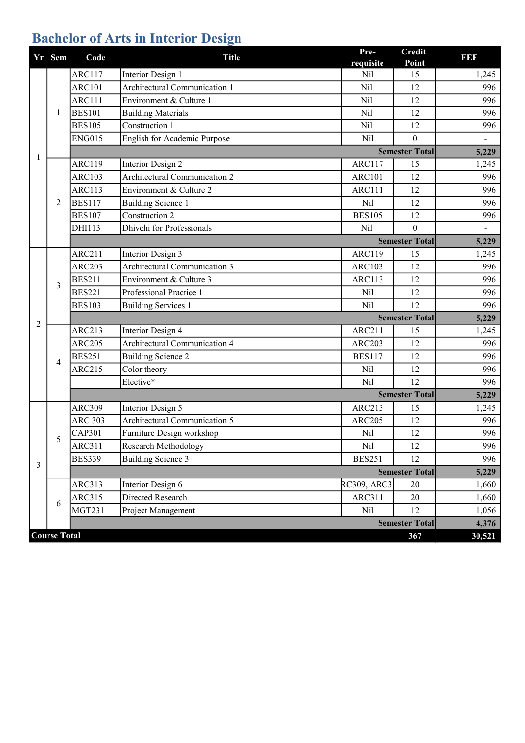# Bachelor of Arts in Interior Design

| Yr | Sem | Code | Title | Pre-requisite | Credit Point | FEE |
|---|---|---|---|---|---|---|
| 1 | 1 | ARC117 | Interior Design 1 | Nil | 15 | 1,245 |
| | | ARC101 | Architectural Communication 1 | Nil | 12 | 996 |
| | | ARC111 | Environment & Culture 1 | Nil | 12 | 996 |
| | | BES101 | Building Materials | Nil | 12 | 996 |
| | | BES105 | Construction 1 | Nil | 12 | 996 |
| | | ENG015 | English for Academic Purpose | Nil | 0 | - |
| | | | | | **Semester Total** | **5,229** |
| | 2 | ARC119 | Interior Design 2 | ARC117 | 15 | 1,245 |
| | | ARC103 | Architectural Communication 2 | ARC101 | 12 | 996 |
| | | ARC113 | Environment & Culture 2 | ARC111 | 12 | 996 |
| | | BES117 | Building Science 1 | Nil | 12 | 996 |
| | | BES107 | Construction 2 | BES105 | 12 | 996 |
| | | DHI113 | Dhivehi for Professionals | Nil | 0 | - |
| | | | | | **Semester Total** | **5,229** |
| 2 | 3 | ARC211 | Interior Design 3 | ARC119 | 15 | 1,245 |
| | | ARC203 | Architectural Communication 3 | ARC103 | 12 | 996 |
| | | BES211 | Environment & Culture 3 | ARC113 | 12 | 996 |
| | | BES221 | Professional Practice 1 | Nil | 12 | 996 |
| | | BES103 | Building Services 1 | Nil | 12 | 996 |
| | | | | | **Semester Total** | **5,229** |
| | 4 | ARC213 | Interior Design 4 | ARC211 | 15 | 1,245 |
| | | ARC205 | Architectural Communication 4 | ARC203 | 12 | 996 |
| | | BES251 | Building Science 2 | BES117 | 12 | 996 |
| | | ARC215 | Color theory | Nil | 12 | 996 |
| | | | Elective* | Nil | 12 | 996 |
| | | | | | **Semester Total** | **5,229** |
| 3 | 5 | ARC309 | Interior Design 5 | ARC213 | 15 | 1,245 |
| | | ARC 303 | Architectural Communication 5 | ARC205 | 12 | 996 |
| | | CAP301 | Furniture Design workshop | Nil | 12 | 996 |
| | | ARC311 | Research Methodology | Nil | 12 | 996 |
| | | BES339 | Building Science 3 | BES251 | 12 | 996 |
| | | | | | **Semester Total** | **5,229** |
| | 6 | ARC313 | Interior Design 6 | RC309, ARC3 | 20 | 1,660 |
| | | ARC315 | Directed Research | ARC311 | 20 | 1,660 |
| | | MGT231 | Project Management | Nil | 12 | 1,056 |
| | | | | | **Semester Total** | **4,376** |
| **Course Total** | | | | | **367** | **30,521** |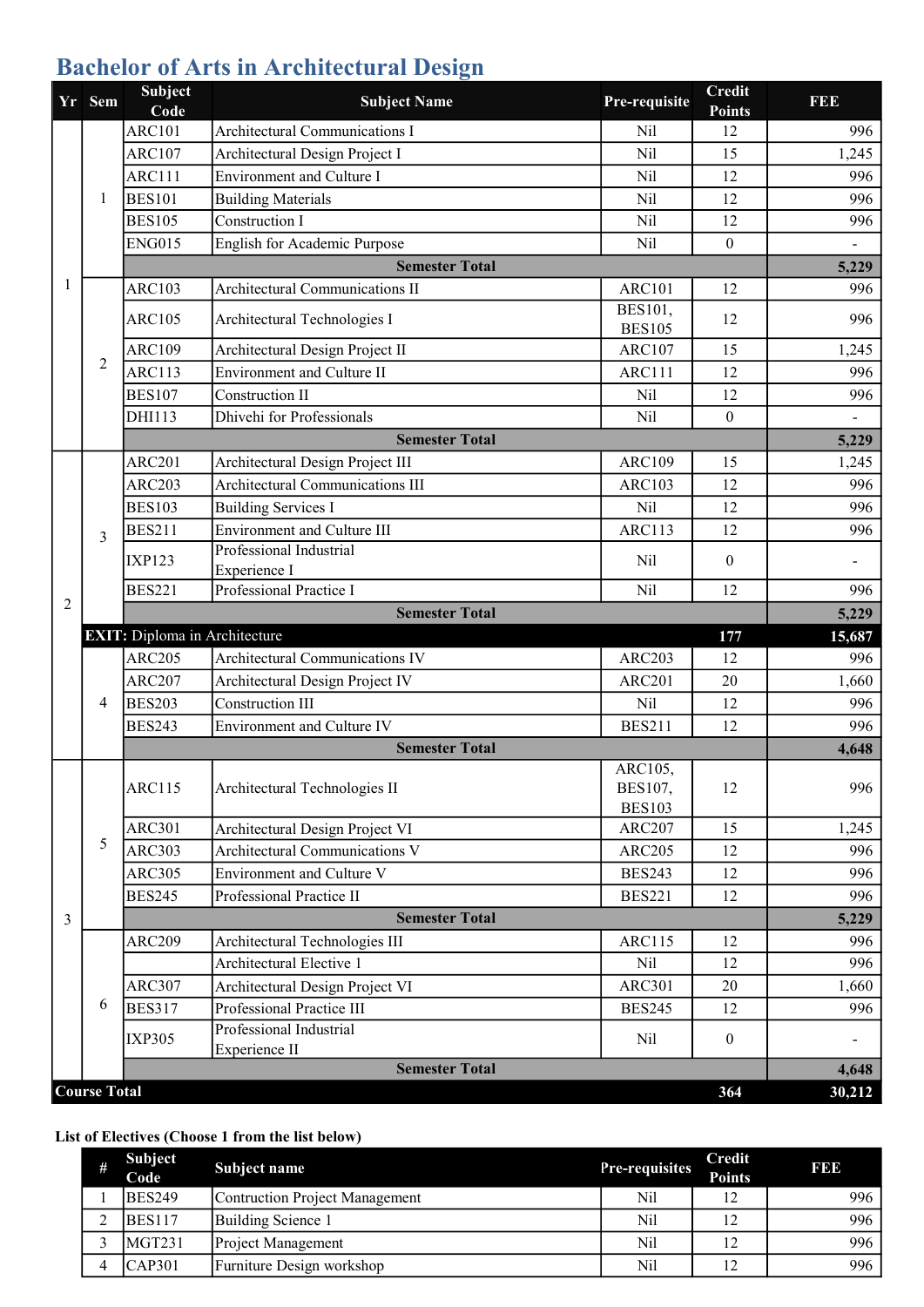# Bachelor of Arts in Architectural Design

| Yr | Sem | Subject Code | Subject Name | Pre-requisite | Credit Points | FEE |
|---|---|---|---|---|---|---|
| 1 | 1 | ARC101 | Architectural Communications I | Nil | 12 | 996 |
| | | ARC107 | Architectural Design Project I | Nil | 15 | 1,245 |
| | | ARC111 | Environment and Culture I | Nil | 12 | 996 |
| | | BES101 | Building Materials | Nil | 12 | 996 |
| | | BES105 | Construction I | Nil | 12 | 996 |
| | | ENG015 | English for Academic Purpose | Nil | 0 | - |
| | | | **Semester Total** | | | **5,229** |
| | 2 | ARC103 | Architectural Communications II | ARC101 | 12 | 996 |
| | | ARC105 | Architectural Technologies I | BES101, BES105 | 12 | 996 |
| | | ARC109 | Architectural Design Project II | ARC107 | 15 | 1,245 |
| | | ARC113 | Environment and Culture II | ARC111 | 12 | 996 |
| | | BES107 | Construction II | Nil | 12 | 996 |
| | | DHI113 | Dhivehi for Professionals | Nil | 0 | - |
| | | | **Semester Total** | | | **5,229** |
| 2 | 3 | ARC201 | Architectural Design Project III | ARC109 | 15 | 1,245 |
| | | ARC203 | Architectural Communications III | ARC103 | 12 | 996 |
| | | BES103 | Building Services I | Nil | 12 | 996 |
| | | BES211 | Environment and Culture III | ARC113 | 12 | 996 |
| | | IXP123 | Professional Industrial Experience I | Nil | 0 | - |
| | | BES221 | Professional Practice I | Nil | 12 | 996 |
| | | | **Semester Total** | | | **5,229** |
| | **EXIT:** Diploma in Architecture | | | | 177 | 15,687 |
| | 4 | ARC205 | Architectural Communications IV | ARC203 | 12 | 996 |
| | | ARC207 | Architectural Design Project IV | ARC201 | 20 | 1,660 |
| | | BES203 | Construction III | Nil | 12 | 996 |
| | | BES243 | Environment and Culture IV | BES211 | 12 | 996 |
| | | | **Semester Total** | | | **4,648** |
| 3 | 5 | ARC115 | Architectural Technologies II | ARC105, BES107, BES103 | 12 | 996 |
| | | ARC301 | Architectural Design Project VI | ARC207 | 15 | 1,245 |
| | | ARC303 | Architectural Communications V | ARC205 | 12 | 996 |
| | | ARC305 | Environment and Culture V | BES243 | 12 | 996 |
| | | BES245 | Professional Practice II | BES221 | 12 | 996 |
| | | | **Semester Total** | | | **5,229** |
| | 6 | ARC209 | Architectural Technologies III | ARC115 | 12 | 996 |
| | | | Architectural Elective 1 | Nil | 12 | 996 |
| | | ARC307 | Architectural Design Project VI | ARC301 | 20 | 1,660 |
| | | BES317 | Professional Practice III | BES245 | 12 | 996 |
| | | IXP305 | Professional Industrial Experience II | Nil | 0 | - |
| | | | **Semester Total** | | | **4,648** |
| **Course Total** | | | | | **364** | **30,212** |

**List of Electives (Choose 1 from the list below)**

| # | Subject Code | Subject name | Pre-requisites | Credit Points | FEE |
|---|---|---|---|---|---|
| 1 | BES249 | Contruction Project Management | Nil | 12 | 996 |
| 2 | BES117 | Building Science 1 | Nil | 12 | 996 |
| 3 | MGT231 | Project Management | Nil | 12 | 996 |
| 4 | CAP301 | Furniture Design workshop | Nil | 12 | 996 |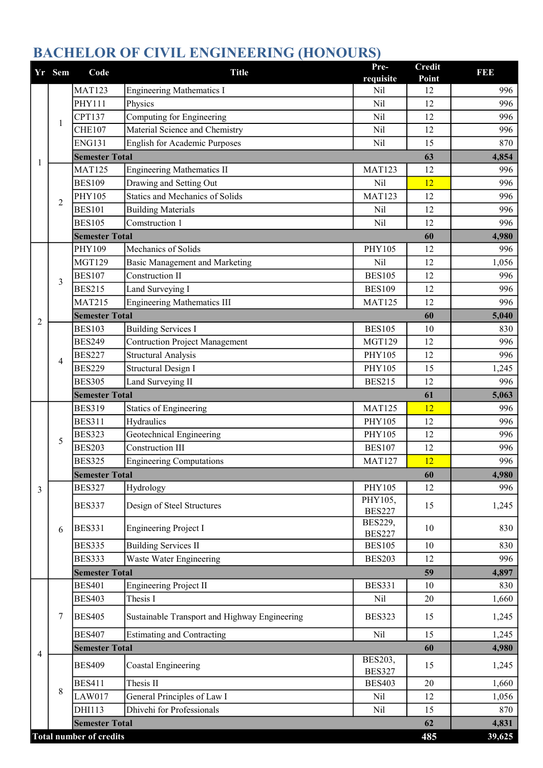# BACHELOR OF CIVIL ENGINEERING (HONOURS)

| Yr | Sem | Code | Title | Pre-requisite | Credit Point | FEE |
|---|---|---|---|---|---|---|
| 1 | 1 | MAT123 | Engineering Mathematics I | Nil | 12 | 996 |
| | | PHY111 | Physics | Nil | 12 | 996 |
| | | CPT137 | Computing for Engineering | Nil | 12 | 996 |
| | | CHE107 | Material Science and Chemistry | Nil | 12 | 996 |
| | | ENG131 | English for Academic Purposes | Nil | 15 | 870 |
| | | **Semester Total** | | | **63** | **4,854** |
| | 2 | MAT125 | Engineering Mathematics II | MAT123 | 12 | 996 |
| | | BES109 | Drawing and Setting Out | Nil | 12 | 996 |
| | | PHY105 | Statics and Mechanics of Solids | MAT123 | 12 | 996 |
| | | BES101 | Building Materials | Nil | 12 | 996 |
| | | BES105 | Comstruction 1 | Nil | 12 | 996 |
| | | **Semester Total** | | | **60** | **4,980** |
| 2 | 3 | PHY109 | Mechanics of Solids | PHY105 | 12 | 996 |
| | | MGT129 | Basic Management and Marketing | Nil | 12 | 1,056 |
| | | BES107 | Construction II | BES105 | 12 | 996 |
| | | BES215 | Land Surveying I | BES109 | 12 | 996 |
| | | MAT215 | Engineering Mathematics III | MAT125 | 12 | 996 |
| | | **Semester Total** | | | **60** | **5,040** |
| | 4 | BES103 | Building Services I | BES105 | 10 | 830 |
| | | BES249 | Contruction Project Management | MGT129 | 12 | 996 |
| | | BES227 | Structural Analysis | PHY105 | 12 | 996 |
| | | BES229 | Structural Design I | PHY105 | 15 | 1,245 |
| | | BES305 | Land Surveying II | BES215 | 12 | 996 |
| | | **Semester Total** | | | **61** | **5,063** |
| 3 | 5 | BES319 | Statics of Engineering | MAT125 | 12 | 996 |
| | | BES311 | Hydraulics | PHY105 | 12 | 996 |
| | | BES323 | Geotechnical Engineering | PHY105 | 12 | 996 |
| | | BES203 | Construction III | BES107 | 12 | 996 |
| | | BES325 | Engineering Computations | MAT127 | 12 | 996 |
| | | **Semester Total** | | | **60** | **4,980** |
| | 6 | BES327 | Hydrology | PHY105 | 12 | 996 |
| | | BES337 | Design of Steel Structures | PHY105, BES227 | 15 | 1,245 |
| | | BES331 | Engineering Project I | BES229, BES227 | 10 | 830 |
| | | BES335 | Building Services II | BES105 | 10 | 830 |
| | | BES333 | Waste Water Engineering | BES203 | 12 | 996 |
| | | **Semester Total** | | | **59** | **4,897** |
| 4 | 7 | BES401 | Engineering Project II | BES331 | 10 | 830 |
| | | BES403 | Thesis I | Nil | 20 | 1,660 |
| | | BES405 | Sustainable Transport and Highway Engineering | BES323 | 15 | 1,245 |
| | | BES407 | Estimating and Contracting | Nil | 15 | 1,245 |
| | | **Semester Total** | | | **60** | **4,980** |
| | 8 | BES409 | Coastal Engineering | BES203, BES327 | 15 | 1,245 |
| | | BES411 | Thesis II | BES403 | 20 | 1,660 |
| | | LAW017 | General Principles of Law I | Nil | 12 | 1,056 |
| | | DHI113 | Dhivehi for Professionals | Nil | 15 | 870 |
| | | **Semester Total** | | | **62** | **4,831** |
| **Total number of credits** | | | | | **485** | **39,625** |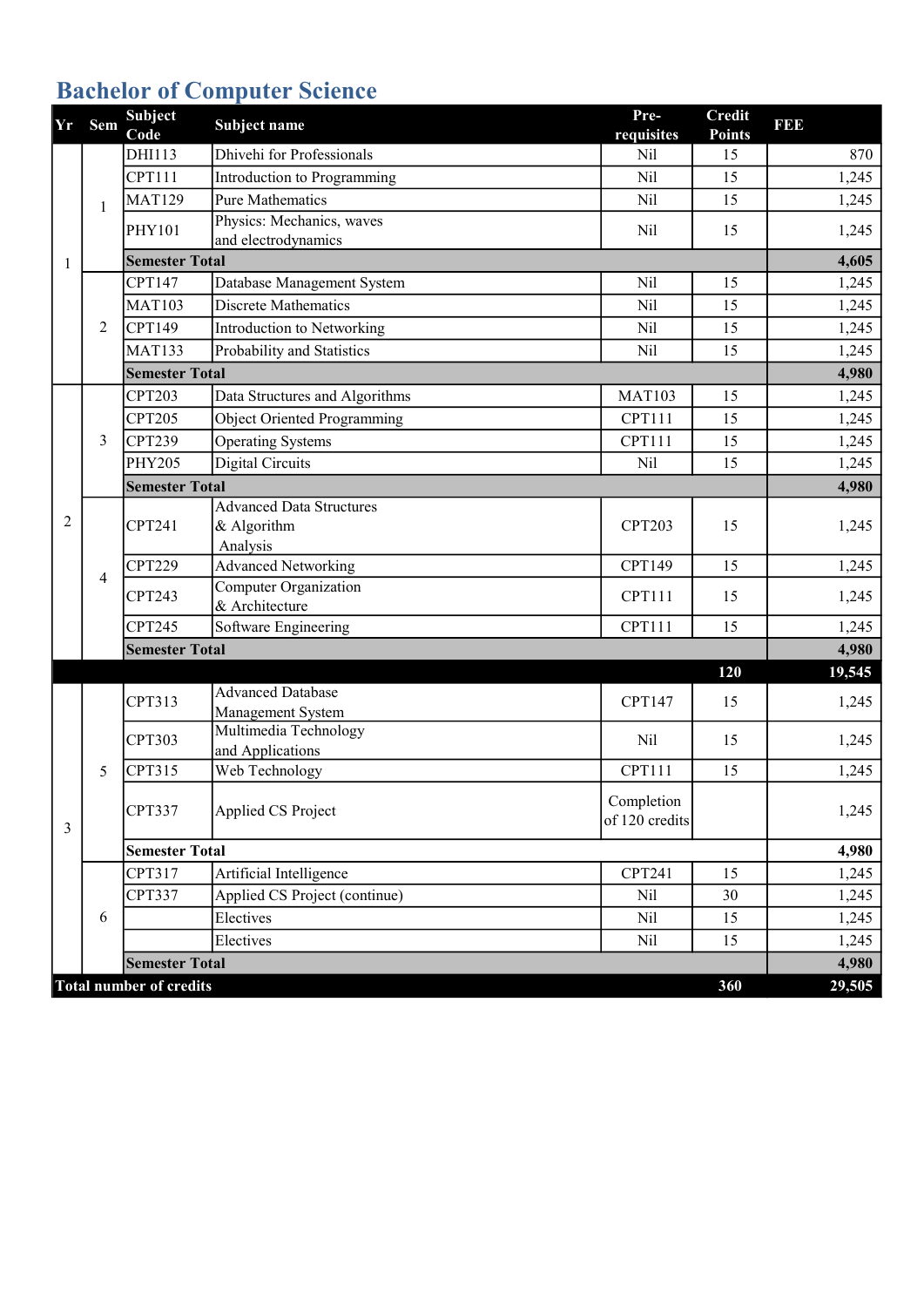# Bachelor of Computer Science

| Yr | Sem | Subject Code | Subject name | Pre-requisites | Credit Points | FEE |
|---|---|---|---|---|---|---|
| 1 | 1 | DHI113 | Dhivehi for Professionals | Nil | 15 | 870 |
| | | CPT111 | Introduction to Programming | Nil | 15 | 1,245 |
| | | MAT129 | Pure Mathematics | Nil | 15 | 1,245 |
| | | PHY101 | Physics: Mechanics, waves and electrodynamics | Nil | 15 | 1,245 |
| | | **Semester Total** | | | | **4,605** |
| | 2 | CPT147 | Database Management System | Nil | 15 | 1,245 |
| | | MAT103 | Discrete Mathematics | Nil | 15 | 1,245 |
| | | CPT149 | Introduction to Networking | Nil | 15 | 1,245 |
| | | MAT133 | Probability and Statistics | Nil | 15 | 1,245 |
| | | **Semester Total** | | | | **4,980** |
| 2 | 3 | CPT203 | Data Structures and Algorithms | MAT103 | 15 | 1,245 |
| | | CPT205 | Object Oriented Programming | CPT111 | 15 | 1,245 |
| | | CPT239 | Operating Systems | CPT111 | 15 | 1,245 |
| | | PHY205 | Digital Circuits | Nil | 15 | 1,245 |
| | | **Semester Total** | | | | **4,980** |
| | 4 | CPT241 | Advanced Data Structures & Algorithm Analysis | CPT203 | 15 | 1,245 |
| | | CPT229 | Advanced Networking | CPT149 | 15 | 1,245 |
| | | CPT243 | Computer Organization & Architecture | CPT111 | 15 | 1,245 |
| | | CPT245 | Software Engineering | CPT111 | 15 | 1,245 |
| | | **Semester Total** | | | | **4,980** |
| | | | | | **120** | **19,545** |
| 3 | 5 | CPT313 | Advanced Database Management System | CPT147 | 15 | 1,245 |
| | | CPT303 | Multimedia Technology and Applications | Nil | 15 | 1,245 |
| | | CPT315 | Web Technology | CPT111 | 15 | 1,245 |
| | | CPT337 | Applied CS Project | Completion of 120 credits | | 1,245 |
| | | **Semester Total** | | | | **4,980** |
| | 6 | CPT317 | Artificial Intelligence | CPT241 | 15 | 1,245 |
| | | CPT337 | Applied CS Project (continue) | Nil | 30 | 1,245 |
| | | | Electives | Nil | 15 | 1,245 |
| | | | Electives | Nil | 15 | 1,245 |
| | | **Semester Total** | | | | **4,980** |
| **Total number of credits** | | | | | **360** | **29,505** |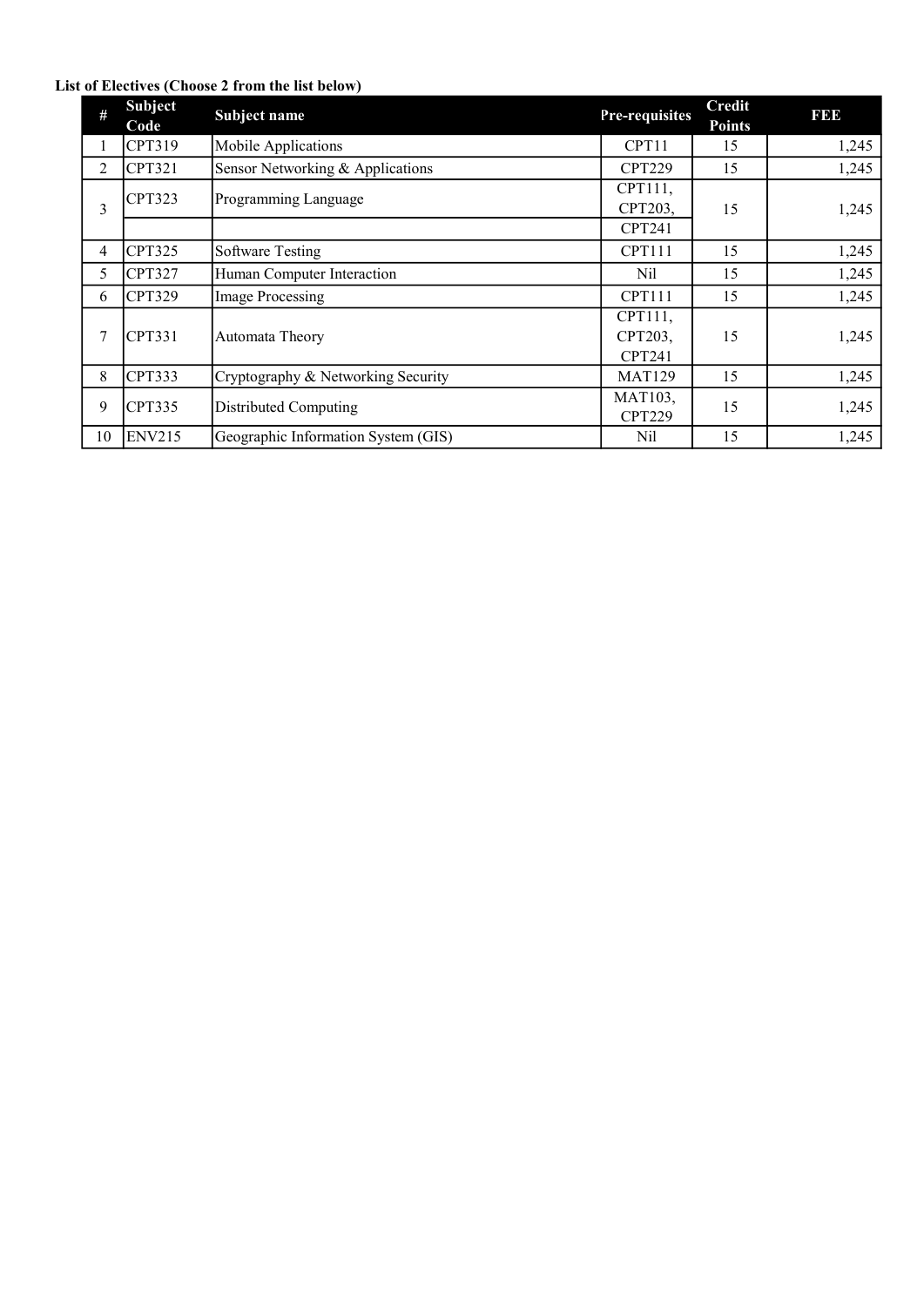**List of Electives (Choose 2 from the list below)**

| # | Subject Code | Subject name | Pre-requisites | Credit Points | FEE |
|---|---|---|---|---|---|
| 1 | CPT319 | Mobile Applications | CPT11 | 15 | 1,245 |
| 2 | CPT321 | Sensor Networking & Applications | CPT229 | 15 | 1,245 |
| 3 | CPT323 | Programming Language | CPT111, CPT203, CPT241 | 15 | 1,245 |
| 4 | CPT325 | Software Testing | CPT111 | 15 | 1,245 |
| 5 | CPT327 | Human Computer Interaction | Nil | 15 | 1,245 |
| 6 | CPT329 | Image Processing | CPT111 | 15 | 1,245 |
| 7 | CPT331 | Automata Theory | CPT111, CPT203, CPT241 | 15 | 1,245 |
| 8 | CPT333 | Cryptography & Networking Security | MAT129 | 15 | 1,245 |
| 9 | CPT335 | Distributed Computing | MAT103, CPT229 | 15 | 1,245 |
| 10 | ENV215 | Geographic Information System (GIS) | Nil | 15 | 1,245 |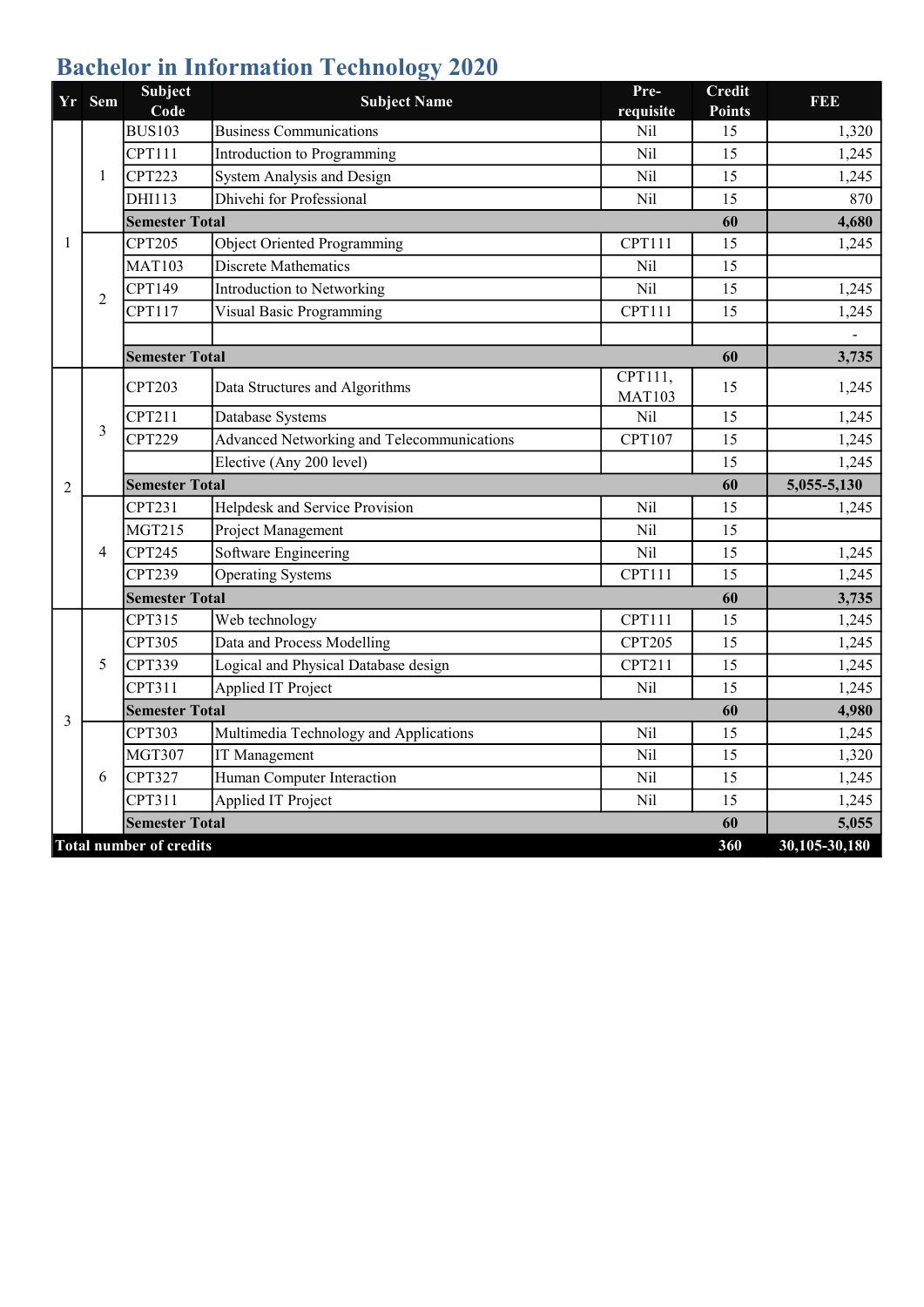# Bachelor in Information Technology 2020

| Yr | Sem | Subject Code | Subject Name | Pre-requisite | Credit Points | FEE |
|---|---|---|---|---|---|---|
| 1 | 1 | BUS103 | Business Communications | Nil | 15 | 1,320 |
| | | CPT111 | Introduction to Programming | Nil | 15 | 1,245 |
| | | CPT223 | System Analysis and Design | Nil | 15 | 1,245 |
| | | DHI113 | Dhivehi for Professional | Nil | 15 | 870 |
| | | **Semester Total** | | | **60** | **4,680** |
| | 2 | CPT205 | Object Oriented Programming | CPT111 | 15 | 1,245 |
| | | MAT103 | Discrete Mathematics | Nil | 15 | |
| | | CPT149 | Introduction to Networking | Nil | 15 | 1,245 |
| | | CPT117 | Visual Basic Programming | CPT111 | 15 | 1,245 |
| | | | | | | - |
| | | **Semester Total** | | | **60** | **3,735** |
| 2 | 3 | CPT203 | Data Structures and Algorithms | CPT111, MAT103 | 15 | 1,245 |
| | | CPT211 | Database Systems | Nil | 15 | 1,245 |
| | | CPT229 | Advanced Networking and Telecommunications | CPT107 | 15 | 1,245 |
| | | | Elective (Any 200 level) | | 15 | 1,245 |
| | | **Semester Total** | | | **60** | **5,055-5,130** |
| | 4 | CPT231 | Helpdesk and Service Provision | Nil | 15 | 1,245 |
| | | MGT215 | Project Management | Nil | 15 | |
| | | CPT245 | Software Engineering | Nil | 15 | 1,245 |
| | | CPT239 | Operating Systems | CPT111 | 15 | 1,245 |
| | | **Semester Total** | | | **60** | **3,735** |
| 3 | 5 | CPT315 | Web technology | CPT111 | 15 | 1,245 |
| | | CPT305 | Data and Process Modelling | CPT205 | 15 | 1,245 |
| | | CPT339 | Logical and Physical Database design | CPT211 | 15 | 1,245 |
| | | CPT311 | Applied IT Project | Nil | 15 | 1,245 |
| | | **Semester Total** | | | **60** | **4,980** |
| | 6 | CPT303 | Multimedia Technology and Applications | Nil | 15 | 1,245 |
| | | MGT307 | IT Management | Nil | 15 | 1,320 |
| | | CPT327 | Human Computer Interaction | Nil | 15 | 1,245 |
| | | CPT311 | Applied IT Project | Nil | 15 | 1,245 |
| | | **Semester Total** | | | **60** | **5,055** |
| **Total number of credits** | | | | | **360** | **30,105-30,180** |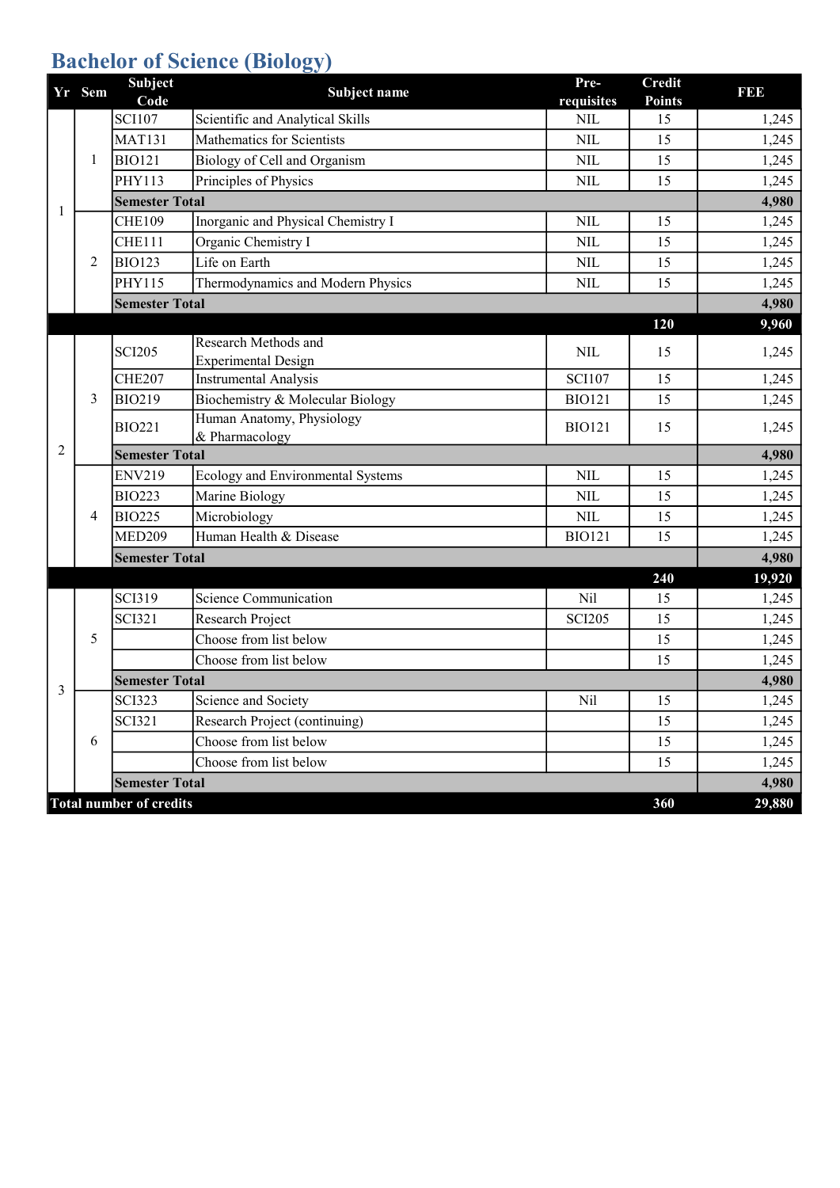# Bachelor of Science (Biology)

| Yr | Sem | Subject Code | Subject name | Pre-requisites | Credit Points | FEE |
|---|---|---|---|---|---|---|
| 1 | 1 | SCI107 | Scientific and Analytical Skills | NIL | 15 | 1,245 |
| | | MAT131 | Mathematics for Scientists | NIL | 15 | 1,245 |
| | | BIO121 | Biology of Cell and Organism | NIL | 15 | 1,245 |
| | | PHY113 | Principles of Physics | NIL | 15 | 1,245 |
| | | **Semester Total** | | | | **4,980** |
| | 2 | CHE109 | Inorganic and Physical Chemistry I | NIL | 15 | 1,245 |
| | | CHE111 | Organic Chemistry I | NIL | 15 | 1,245 |
| | | BIO123 | Life on Earth | NIL | 15 | 1,245 |
| | | PHY115 | Thermodynamics and Modern Physics | NIL | 15 | 1,245 |
| | | **Semester Total** | | | | **4,980** |
| | | | | | **120** | **9,960** |
| 2 | 3 | SCI205 | Research Methods and Experimental Design | NIL | 15 | 1,245 |
| | | CHE207 | Instrumental Analysis | SCI107 | 15 | 1,245 |
| | | BIO219 | Biochemistry & Molecular Biology | BIO121 | 15 | 1,245 |
| | | BIO221 | Human Anatomy, Physiology & Pharmacology | BIO121 | 15 | 1,245 |
| | | **Semester Total** | | | | **4,980** |
| | 4 | ENV219 | Ecology and Environmental Systems | NIL | 15 | 1,245 |
| | | BIO223 | Marine Biology | NIL | 15 | 1,245 |
| | | BIO225 | Microbiology | NIL | 15 | 1,245 |
| | | MED209 | Human Health & Disease | BIO121 | 15 | 1,245 |
| | | **Semester Total** | | | | **4,980** |
| | | | | | **240** | **19,920** |
| 3 | 5 | SCI319 | Science Communication | Nil | 15 | 1,245 |
| | | SCI321 | Research Project | SCI205 | 15 | 1,245 |
| | | | Choose from list below | | 15 | 1,245 |
| | | | Choose from list below | | 15 | 1,245 |
| | | **Semester Total** | | | | **4,980** |
| | 6 | SCI323 | Science and Society | Nil | 15 | 1,245 |
| | | SCI321 | Research Project (continuing) | | 15 | 1,245 |
| | | | Choose from list below | | 15 | 1,245 |
| | | | Choose from list below | | 15 | 1,245 |
| | | **Semester Total** | | | | **4,980** |
| **Total number of credits** | | | | | **360** | **29,880** |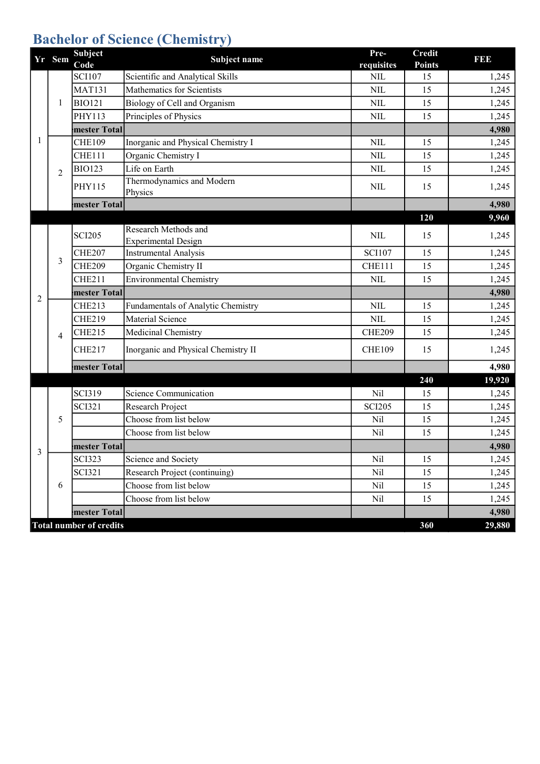# Bachelor of Science (Chemistry)

| Yr | Sem | Subject Code | Subject name | Pre-requisites | Credit Points | FEE |
|---|---|---|---|---|---|---|
| 1 | 1 | SCI107 | Scientific and Analytical Skills | NIL | 15 | 1,245 |
| | | MAT131 | Mathematics for Scientists | NIL | 15 | 1,245 |
| | | BIO121 | Biology of Cell and Organism | NIL | 15 | 1,245 |
| | | PHY113 | Principles of Physics | NIL | 15 | 1,245 |
| | | **mester Total** | | | | **4,980** |
| | 2 | CHE109 | Inorganic and Physical Chemistry I | NIL | 15 | 1,245 |
| | | CHE111 | Organic Chemistry I | NIL | 15 | 1,245 |
| | | BIO123 | Life on Earth | NIL | 15 | 1,245 |
| | | PHY115 | Thermodynamics and Modern Physics | NIL | 15 | 1,245 |
| | | **mester Total** | | | | **4,980** |
| | | | | | **120** | **9,960** |
| 2 | 3 | SCI205 | Research Methods and Experimental Design | NIL | 15 | 1,245 |
| | | CHE207 | Instrumental Analysis | SCI107 | 15 | 1,245 |
| | | CHE209 | Organic Chemistry II | CHE111 | 15 | 1,245 |
| | | CHE211 | Environmental Chemistry | NIL | 15 | 1,245 |
| | | **mester Total** | | | | **4,980** |
| | 4 | CHE213 | Fundamentals of Analytic Chemistry | NIL | 15 | 1,245 |
| | | CHE219 | Material Science | NIL | 15 | 1,245 |
| | | CHE215 | Medicinal Chemistry | CHE209 | 15 | 1,245 |
| | | CHE217 | Inorganic and Physical Chemistry II | CHE109 | 15 | 1,245 |
| | | **mester Total** | | | | **4,980** |
| | | | | | **240** | **19,920** |
| 3 | 5 | SCI319 | Science Communication | Nil | 15 | 1,245 |
| | | SCI321 | Research Project | SCI205 | 15 | 1,245 |
| | | | Choose from list below | Nil | 15 | 1,245 |
| | | | Choose from list below | Nil | 15 | 1,245 |
| | | **mester Total** | | | | **4,980** |
| | 6 | SCI323 | Science and Society | Nil | 15 | 1,245 |
| | | SCI321 | Research Project (continuing) | Nil | 15 | 1,245 |
| | | | Choose from list below | Nil | 15 | 1,245 |
| | | | Choose from list below | Nil | 15 | 1,245 |
| | | **mester Total** | | | | **4,980** |
| **Total number of credits** | | | | | **360** | **29,880** |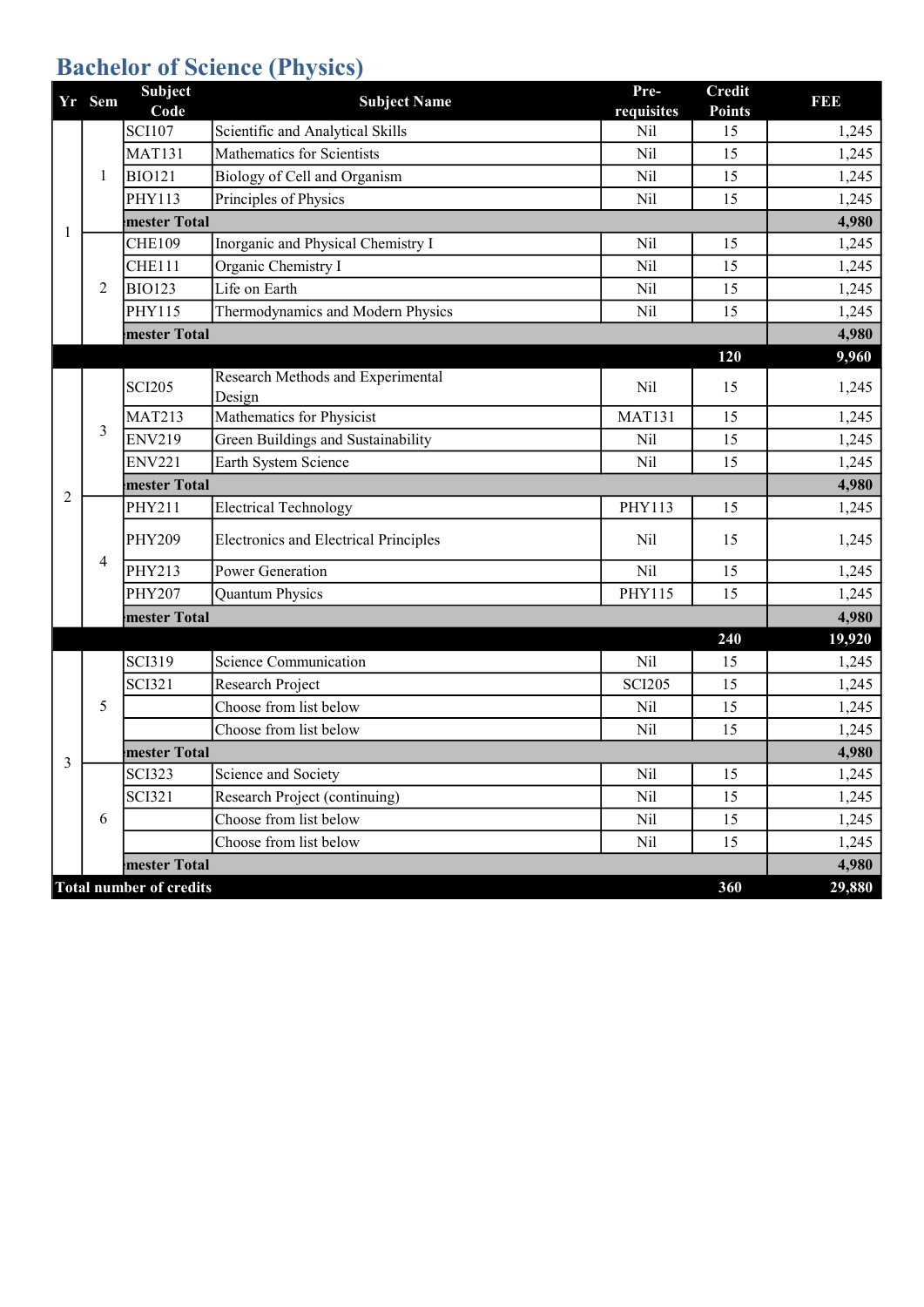# Bachelor of Science (Physics)

| Yr | Sem | Subject Code | Subject Name | Pre-requisites | Credit Points | FEE |
|---|---|---|---|---|---|---|
| 1 | 1 | SCI107 | Scientific and Analytical Skills | Nil | 15 | 1,245 |
| | | MAT131 | Mathematics for Scientists | Nil | 15 | 1,245 |
| | | BIO121 | Biology of Cell and Organism | Nil | 15 | 1,245 |
| | | PHY113 | Principles of Physics | Nil | 15 | 1,245 |
| | | **mester Total** | | | | **4,980** |
| | 2 | CHE109 | Inorganic and Physical Chemistry I | Nil | 15 | 1,245 |
| | | CHE111 | Organic Chemistry I | Nil | 15 | 1,245 |
| | | BIO123 | Life on Earth | Nil | 15 | 1,245 |
| | | PHY115 | Thermodynamics and Modern Physics | Nil | 15 | 1,245 |
| | | **mester Total** | | | | **4,980** |
| | | | | | **120** | **9,960** |
| 2 | 3 | SCI205 | Research Methods and Experimental Design | Nil | 15 | 1,245 |
| | | MAT213 | Mathematics for Physicist | MAT131 | 15 | 1,245 |
| | | ENV219 | Green Buildings and Sustainability | Nil | 15 | 1,245 |
| | | ENV221 | Earth System Science | Nil | 15 | 1,245 |
| | | **mester Total** | | | | **4,980** |
| | 4 | PHY211 | Electrical Technology | PHY113 | 15 | 1,245 |
| | | PHY209 | Electronics and Electrical Principles | Nil | 15 | 1,245 |
| | | PHY213 | Power Generation | Nil | 15 | 1,245 |
| | | PHY207 | Quantum Physics | PHY115 | 15 | 1,245 |
| | | **mester Total** | | | | **4,980** |
| | | | | | **240** | **19,920** |
| 3 | 5 | SCI319 | Science Communication | Nil | 15 | 1,245 |
| | | SCI321 | Research Project | SCI205 | 15 | 1,245 |
| | | | Choose from list below | Nil | 15 | 1,245 |
| | | | Choose from list below | Nil | 15 | 1,245 |
| | | **mester Total** | | | | **4,980** |
| | 6 | SCI323 | Science and Society | Nil | 15 | 1,245 |
| | | SCI321 | Research Project (continuing) | Nil | 15 | 1,245 |
| | | | Choose from list below | Nil | 15 | 1,245 |
| | | | Choose from list below | Nil | 15 | 1,245 |
| | | **mester Total** | | | | **4,980** |
| **Total number of credits** | | | | | **360** | **29,880** |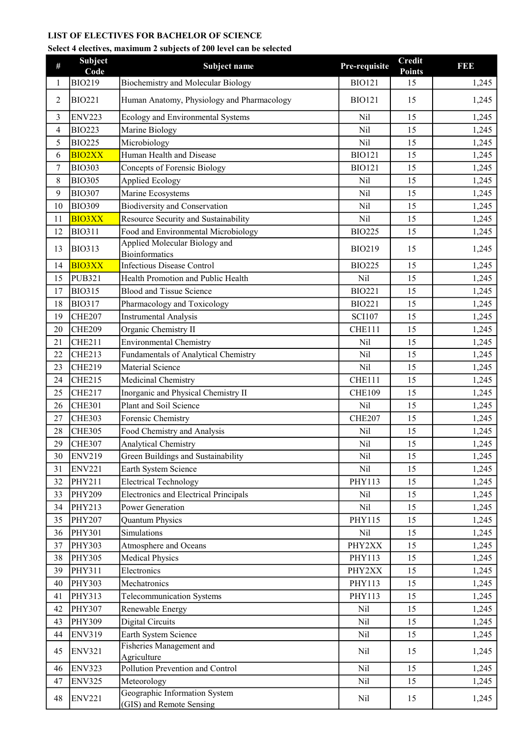**LIST OF ELECTIVES FOR BACHELOR OF SCIENCE**

**Select 4 electives, maximum 2 subjects of 200 level can be selected**

| # | Subject Code | Subject name | Pre-requisite | Credit Points | FEE |
|---|---|---|---|---|---|
| 1 | BIO219 | Biochemistry and Molecular Biology | BIO121 | 15 | 1,245 |
| 2 | BIO221 | Human Anatomy, Physiology and Pharmacology | BIO121 | 15 | 1,245 |
| 3 | ENV223 | Ecology and Environmental Systems | Nil | 15 | 1,245 |
| 4 | BIO223 | Marine Biology | Nil | 15 | 1,245 |
| 5 | BIO225 | Microbiology | Nil | 15 | 1,245 |
| 6 | BIO2XX | Human Health and Disease | BIO121 | 15 | 1,245 |
| 7 | BIO303 | Concepts of Forensic Biology | BIO121 | 15 | 1,245 |
| 8 | BIO305 | Applied Ecology | Nil | 15 | 1,245 |
| 9 | BIO307 | Marine Ecosystems | Nil | 15 | 1,245 |
| 10 | BIO309 | Biodiversity and Conservation | Nil | 15 | 1,245 |
| 11 | BIO3XX | Resource Security and Sustainability | Nil | 15 | 1,245 |
| 12 | BIO311 | Food and Environmental Microbiology | BIO225 | 15 | 1,245 |
| 13 | BIO313 | Applied Molecular Biology and Bioinformatics | BIO219 | 15 | 1,245 |
| 14 | BIO3XX | Infectious Disease Control | BIO225 | 15 | 1,245 |
| 15 | PUB321 | Health Promotion and Public Health | Nil | 15 | 1,245 |
| 17 | BIO315 | Blood and Tissue Science | BIO221 | 15 | 1,245 |
| 18 | BIO317 | Pharmacology and Toxicology | BIO221 | 15 | 1,245 |
| 19 | CHE207 | Instrumental Analysis | SCI107 | 15 | 1,245 |
| 20 | CHE209 | Organic Chemistry II | CHE111 | 15 | 1,245 |
| 21 | CHE211 | Environmental Chemistry | Nil | 15 | 1,245 |
| 22 | CHE213 | Fundamentals of Analytical Chemistry | Nil | 15 | 1,245 |
| 23 | CHE219 | Material Science | Nil | 15 | 1,245 |
| 24 | CHE215 | Medicinal Chemistry | CHE111 | 15 | 1,245 |
| 25 | CHE217 | Inorganic and Physical Chemistry II | CHE109 | 15 | 1,245 |
| 26 | CHE301 | Plant and Soil Science | Nil | 15 | 1,245 |
| 27 | CHE303 | Forensic Chemistry | CHE207 | 15 | 1,245 |
| 28 | CHE305 | Food Chemistry and Analysis | Nil | 15 | 1,245 |
| 29 | CHE307 | Analytical Chemistry | Nil | 15 | 1,245 |
| 30 | ENV219 | Green Buildings and Sustainability | Nil | 15 | 1,245 |
| 31 | ENV221 | Earth System Science | Nil | 15 | 1,245 |
| 32 | PHY211 | Electrical Technology | PHY113 | 15 | 1,245 |
| 33 | PHY209 | Electronics and Electrical Principals | Nil | 15 | 1,245 |
| 34 | PHY213 | Power Generation | Nil | 15 | 1,245 |
| 35 | PHY207 | Quantum Physics | PHY115 | 15 | 1,245 |
| 36 | PHY301 | Simulations | Nil | 15 | 1,245 |
| 37 | PHY303 | Atmosphere and Oceans | PHY2XX | 15 | 1,245 |
| 38 | PHY305 | Medical Physics | PHY113 | 15 | 1,245 |
| 39 | PHY311 | Electronics | PHY2XX | 15 | 1,245 |
| 40 | PHY303 | Mechatronics | PHY113 | 15 | 1,245 |
| 41 | PHY313 | Telecommunication Systems | PHY113 | 15 | 1,245 |
| 42 | PHY307 | Renewable Energy | Nil | 15 | 1,245 |
| 43 | PHY309 | Digital Circuits | Nil | 15 | 1,245 |
| 44 | ENV319 | Earth System Science | Nil | 15 | 1,245 |
| 45 | ENV321 | Fisheries Management and Agriculture | Nil | 15 | 1,245 |
| 46 | ENV323 | Pollution Prevention and Control | Nil | 15 | 1,245 |
| 47 | ENV325 | Meteorology | Nil | 15 | 1,245 |
| 48 | ENV221 | Geographic Information System (GIS) and Remote Sensing | Nil | 15 | 1,245 |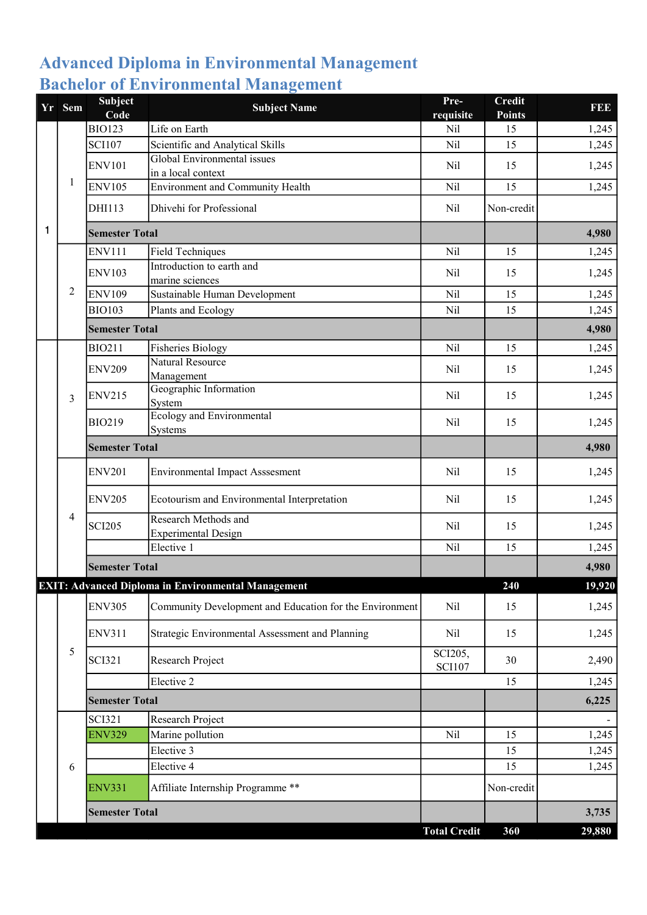# Advanced Diploma in Environmental Management
# Bachelor of Environmental Management

| Yr | Sem | Subject Code | Subject Name | Pre-requisite | Credit Points | FEE |
|---|---|---|---|---|---|---|
| 1 | 1 | BIO123 | Life on Earth | Nil | 15 | 1,245 |
| | | SCI107 | Scientific and Analytical Skills | Nil | 15 | 1,245 |
| | | ENV101 | Global Environmental issues in a local context | Nil | 15 | 1,245 |
| | | ENV105 | Environment and Community Health | Nil | 15 | 1,245 |
| | | DHI113 | Dhivehi for Professional | Nil | Non-credit | |
| | | **Semester Total** | | | | **4,980** |
| | 2 | ENV111 | Field Techniques | Nil | 15 | 1,245 |
| | | ENV103 | Introduction to earth and marine sciences | Nil | 15 | 1,245 |
| | | ENV109 | Sustainable Human Development | Nil | 15 | 1,245 |
| | | BIO103 | Plants and Ecology | Nil | 15 | 1,245 |
| | | **Semester Total** | | | | **4,980** |
| | 3 | BIO211 | Fisheries Biology | Nil | 15 | 1,245 |
| | | ENV209 | Natural Resource Management | Nil | 15 | 1,245 |
| | | ENV215 | Geographic Information System | Nil | 15 | 1,245 |
| | | BIO219 | Ecology and Environmental Systems | Nil | 15 | 1,245 |
| | | **Semester Total** | | | | **4,980** |
| | 4 | ENV201 | Environmental Impact Asssesment | Nil | 15 | 1,245 |
| | | ENV205 | Ecotourism and Environmental Interpretation | Nil | 15 | 1,245 |
| | | SCI205 | Research Methods and Experimental Design | Nil | 15 | 1,245 |
| | | | Elective 1 | Nil | 15 | 1,245 |
| | | **Semester Total** | | | | **4,980** |
| **EXIT: Advanced Diploma in Environmental Management** | | | | | **240** | **19,920** |
| | 5 | ENV305 | Community Development and Education for the Environment | Nil | 15 | 1,245 |
| | | ENV311 | Strategic Environmental Assessment and Planning | Nil | 15 | 1,245 |
| | | SCI321 | Research Project | SCI205, SCI107 | 30 | 2,490 |
| | | | Elective 2 | | 15 | 1,245 |
| | | **Semester Total** | | | | **6,225** |
| | 6 | SCI321 | Research Project | | | - |
| | | ENV329 | Marine pollution | Nil | 15 | 1,245 |
| | | | Elective 3 | | 15 | 1,245 |
| | | | Elective 4 | | 15 | 1,245 |
| | | ENV331 | Affiliate Internship Programme ** | | Non-credit | |
| | | **Semester Total** | | | | **3,735** |
| | | | | **Total Credit** | **360** | **29,880** |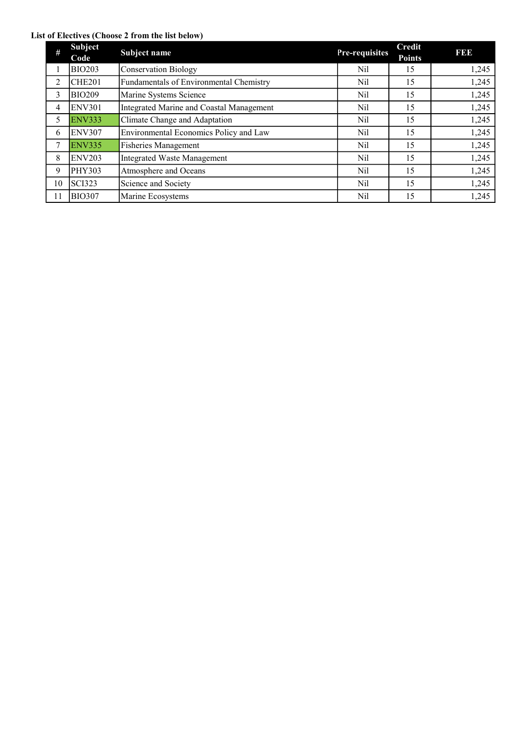**List of Electives (Choose 2 from the list below)**

| # | Subject Code | Subject name | Pre-requisites | Credit Points | FEE |
|---|---|---|---|---|---|
| 1 | BIO203 | Conservation Biology | Nil | 15 | 1,245 |
| 2 | CHE201 | Fundamentals of Environmental Chemistry | Nil | 15 | 1,245 |
| 3 | BIO209 | Marine Systems Science | Nil | 15 | 1,245 |
| 4 | ENV301 | Integrated Marine and Coastal Management | Nil | 15 | 1,245 |
| 5 | ENV333 | Climate Change and Adaptation | Nil | 15 | 1,245 |
| 6 | ENV307 | Environmental Economics Policy and Law | Nil | 15 | 1,245 |
| 7 | ENV335 | Fisheries Management | Nil | 15 | 1,245 |
| 8 | ENV203 | Integrated Waste Management | Nil | 15 | 1,245 |
| 9 | PHY303 | Atmosphere and Oceans | Nil | 15 | 1,245 |
| 10 | SCI323 | Science and Society | Nil | 15 | 1,245 |
| 11 | BIO307 | Marine Ecosystems | Nil | 15 | 1,245 |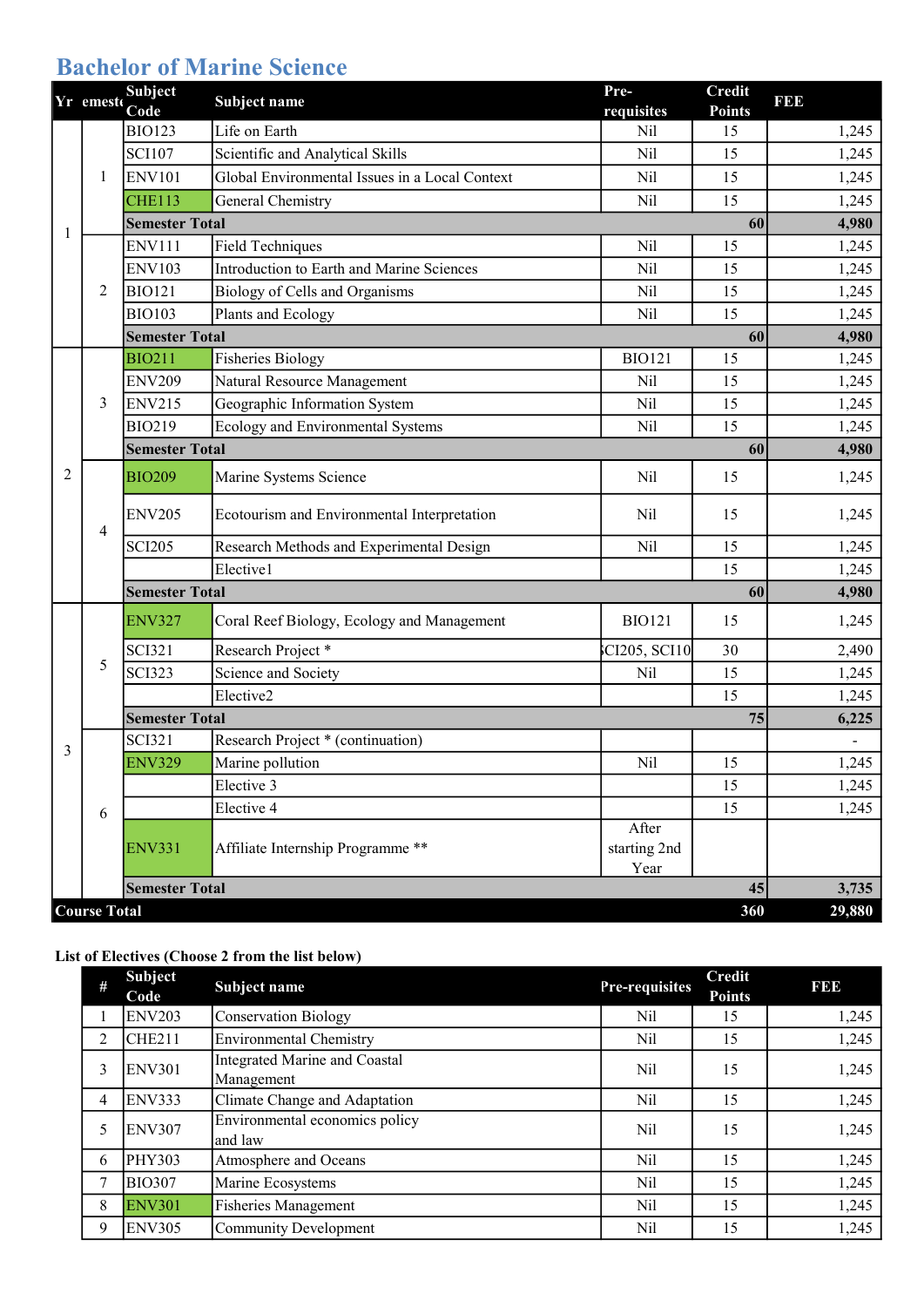# Bachelor of Marine Science

| Yr | Semester | Subject Code | Subject name | Pre-requisites | Credit Points | FEE |
|---|---|---|---|---|---|---|
| 1 | 1 | BIO123 | Life on Earth | Nil | 15 | 1,245 |
| | | SCI107 | Scientific and Analytical Skills | Nil | 15 | 1,245 |
| | | ENV101 | Global Environmental Issues in a Local Context | Nil | 15 | 1,245 |
| | | CHE113 | General Chemistry | Nil | 15 | 1,245 |
| | | **Semester Total** | | | **60** | **4,980** |
| | 2 | ENV111 | Field Techniques | Nil | 15 | 1,245 |
| | | ENV103 | Introduction to Earth and Marine Sciences | Nil | 15 | 1,245 |
| | | BIO121 | Biology of Cells and Organisms | Nil | 15 | 1,245 |
| | | BIO103 | Plants and Ecology | Nil | 15 | 1,245 |
| | | **Semester Total** | | | **60** | **4,980** |
| 2 | 3 | BIO211 | Fisheries Biology | BIO121 | 15 | 1,245 |
| | | ENV209 | Natural Resource Management | Nil | 15 | 1,245 |
| | | ENV215 | Geographic Information System | Nil | 15 | 1,245 |
| | | BIO219 | Ecology and Environmental Systems | Nil | 15 | 1,245 |
| | | **Semester Total** | | | **60** | **4,980** |
| | 4 | BIO209 | Marine Systems Science | Nil | 15 | 1,245 |
| | | ENV205 | Ecotourism and Environmental Interpretation | Nil | 15 | 1,245 |
| | | SCI205 | Research Methods and Experimental Design | Nil | 15 | 1,245 |
| | | | Elective1 | | 15 | 1,245 |
| | | **Semester Total** | | | **60** | **4,980** |
| 3 | 5 | ENV327 | Coral Reef Biology, Ecology and Management | BIO121 | 15 | 1,245 |
| | | SCI321 | Research Project * | SCI205, SCI10 | 30 | 2,490 |
| | | SCI323 | Science and Society | Nil | 15 | 1,245 |
| | | | Elective2 | | 15 | 1,245 |
| | | **Semester Total** | | | **75** | **6,225** |
| | 6 | SCI321 | Research Project * (continuation) | | | - |
| | | ENV329 | Marine pollution | Nil | 15 | 1,245 |
| | | | Elective 3 | | 15 | 1,245 |
| | | | Elective 4 | | 15 | 1,245 |
| | | ENV331 | Affiliate Internship Programme ** | After starting 2nd Year | | |
| | | **Semester Total** | | | **45** | **3,735** |
| **Course Total** | | | | | **360** | **29,880** |

**List of Electives (Choose 2 from the list below)**

| # | Subject Code | Subject name | Pre-requisites | Credit Points | FEE |
|---|---|---|---|---|---|
| 1 | ENV203 | Conservation Biology | Nil | 15 | 1,245 |
| 2 | CHE211 | Environmental Chemistry | Nil | 15 | 1,245 |
| 3 | ENV301 | Integrated Marine and Coastal Management | Nil | 15 | 1,245 |
| 4 | ENV333 | Climate Change and Adaptation | Nil | 15 | 1,245 |
| 5 | ENV307 | Environmental economics policy and law | Nil | 15 | 1,245 |
| 6 | PHY303 | Atmosphere and Oceans | Nil | 15 | 1,245 |
| 7 | BIO307 | Marine Ecosystems | Nil | 15 | 1,245 |
| 8 | ENV301 | Fisheries Management | Nil | 15 | 1,245 |
| 9 | ENV305 | Community Development | Nil | 15 | 1,245 |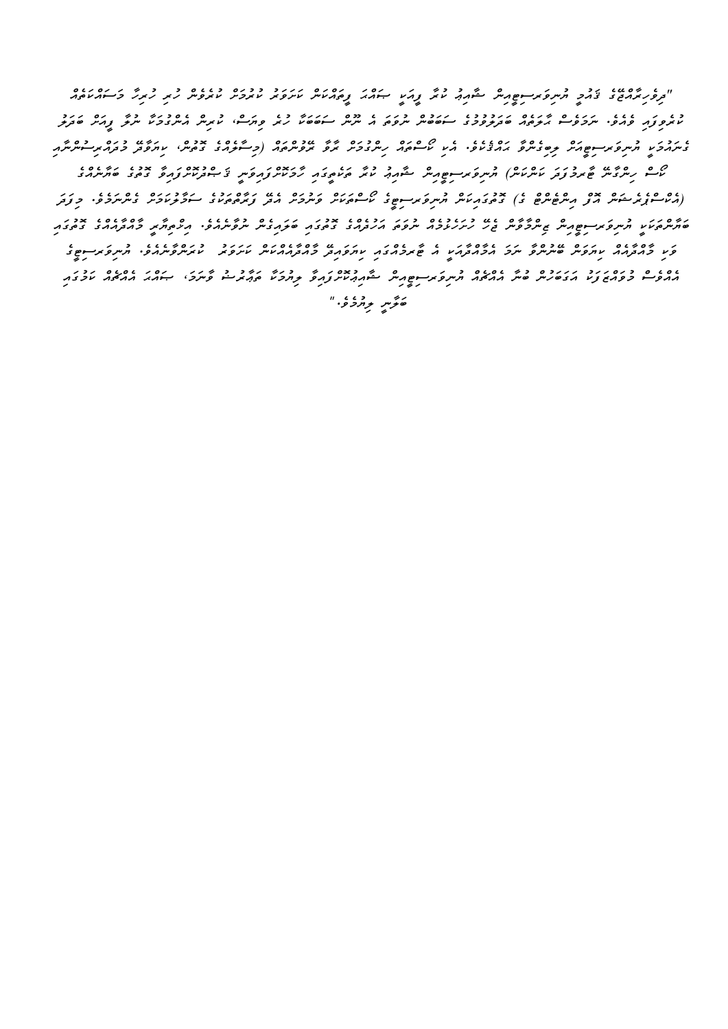"ދިވެހިރާއްޖޭގެ ޤައުމީ އިންސާނީ ޙައްޤުތަކުގެ ކޮމިޝަން ސަރުކާރުގެ ވިޔަފާރި ކުރުމުގެ ކަމުގައި ކުރެވުނު ކަންތައްތަކުގެ ވާހަކަ ފާޅުކޮށް ދީފައިވާ ކަމަކީ ތަފްސީލުކޮށް ބަޔާންކޮށްފައިވާ ކަންކަމުގެ ސަބަބުން ހުށަހަޅާ ފިޔަވަޅުތައް، ކުރިން އަންގާފައި ނުވާ ފަދަ ބަދަލު ގެނައުމަށް ދިވެހިރާއްޖޭގެ ޤާނޫނުތައް މުރާޖަޢާކުރުމަށް ކޮމިޝަނުން ހުށަހަޅައިފައިވާ ކަމާ ބެހޭގޮތުން (މުސާރަތުގެ ގޮތުން، ކަނޑައަޅާފައިވާ މިންވަރުތަކާ ގުޅޭ ގޮތުން) ދިވެހިރާއްޖޭގެ ޤައުމީ ކޮމިޝަނުގެ ތަޙުޤީޤުތަކަށް ބިނާކޮށް ގޮތުގެ ބައިނަލްއަޤުވާމީ މިންގަނޑުތަކާ އެއްގޮތަށް ކޮމިޝަނުން ތަޙުޤީޤު ކުރުމުގެ ކަންތައްތައް ހިނގާނެ ގޮތެއް ބަޔާންކޮށްފައި ވާއިރު ދިވެހިރާއްޖޭގެ ޤާނޫނުތައް ހުރިގޮތުގެ ސަބަބުން ބައެއް ކަންކަން ފުރިހަމަ ނުވާ ކަމަށް ކޮމިޝަނުން ފާހަގަކޮށްފައިވެއެވެ. ދިވެހިރާއްޖޭގެ ޤާނޫނުތަކުގެ ބައެއް މާއްދާތައް ބަދަލުކުރުމަށް ހުށަހެޅުމަކީ ކޮމިޝަނުގެ މަސައްކަތުގެ ބޮޑު ބައެކެވެ. ދިވެހިރާއްޖޭގެ އިންސާނީ ޙައްޤުތައް ރައްކާތެރިކުރުމަށް ދިވެހިރާއްޖޭގެ ޤައުމީ ކޮމިޝަނުން މަސައްކަތް ކުރާނެ ގޮތް ބަޔާންކޮށްދީ ކޮމިޝަނުގެ އެއްބާރުލުން ލިބިގެން ދާނެ ކަމުގެ އުއްމީދު ކުރަމެވެ."